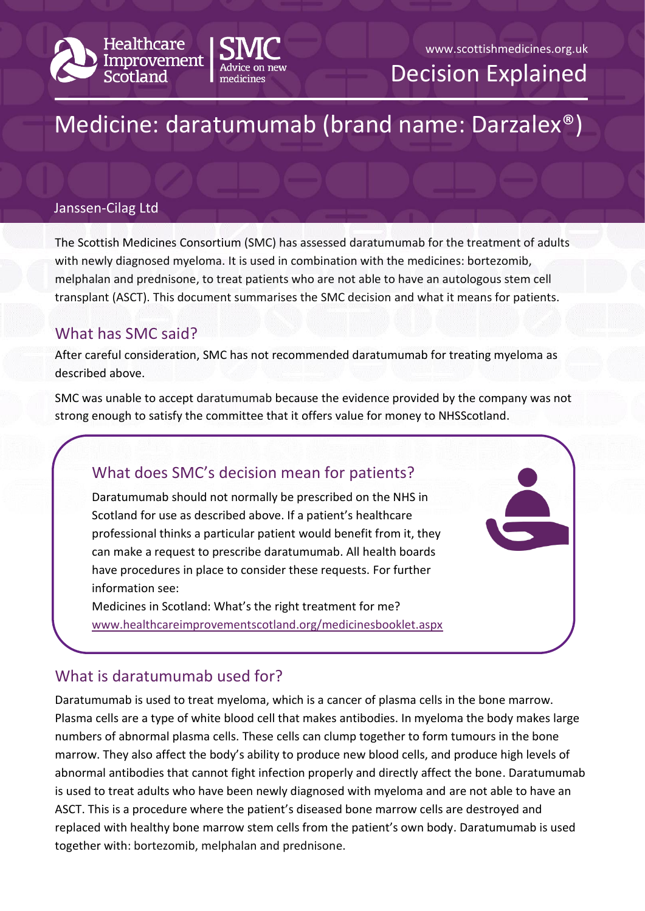Healthcare Improvement Scotland | SMC Advice on new medicines

www.scottishmedicines.org.uk

Decision Explained

# Medicine: daratumumab (brand name: Darzalex®)

Janssen-Cilag Ltd

The Scottish Medicines Consortium (SMC) has assessed daratumumab for the treatment of adults with newly diagnosed myeloma. It is used in combination with the medicines: bortezomib, melphalan and prednisone, to treat patients who are not able to have an autologous stem cell transplant (ASCT). This document summarises the SMC decision and what it means for patients.

## What has SMC said?

After careful consideration, SMC has not recommended daratumumab for treating myeloma as described above.

SMC was unable to accept daratumumab because the evidence provided by the company was not strong enough to satisfy the committee that it offers value for money to NHSScotland.

### What does SMC's decision mean for patients?

Daratumumab should not normally be prescribed on the NHS in Scotland for use as described above. If a patient's healthcare professional thinks a particular patient would benefit from it, they can make a request to prescribe daratumumab. All health boards have procedures in place to consider these requests. For further information see:

Medicines in Scotland: What's the right treatment for me?
www.healthcareimprovementscotland.org/medicinesbooklet.aspx

## What is daratumumab used for?

Daratumumab is used to treat myeloma, which is a cancer of plasma cells in the bone marrow. Plasma cells are a type of white blood cell that makes antibodies. In myeloma the body makes large numbers of abnormal plasma cells. These cells can clump together to form tumours in the bone marrow. They also affect the body's ability to produce new blood cells, and produce high levels of abnormal antibodies that cannot fight infection properly and directly affect the bone. Daratumumab is used to treat adults who have been newly diagnosed with myeloma and are not able to have an ASCT. This is a procedure where the patient's diseased bone marrow cells are destroyed and replaced with healthy bone marrow stem cells from the patient's own body. Daratumumab is used together with: bortezomib, melphalan and prednisone.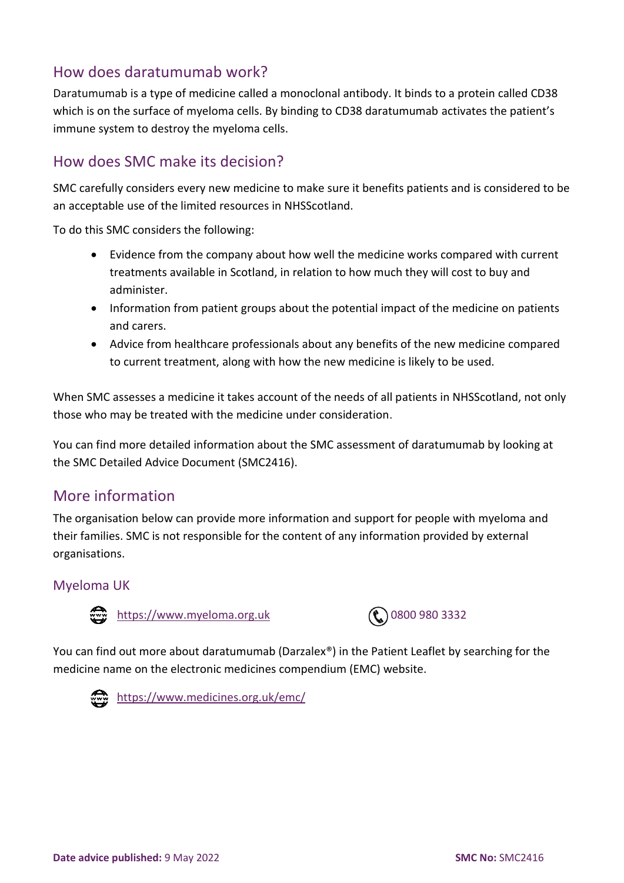## How does daratumumab work?

Daratumumab is a type of medicine called a monoclonal antibody. It binds to a protein called CD38 which is on the surface of myeloma cells. By binding to CD38 daratumumab activates the patient's immune system to destroy the myeloma cells.

## How does SMC make its decision?

SMC carefully considers every new medicine to make sure it benefits patients and is considered to be an acceptable use of the limited resources in NHSScotland.

To do this SMC considers the following:

- Evidence from the company about how well the medicine works compared with current treatments available in Scotland, in relation to how much they will cost to buy and administer.
- Information from patient groups about the potential impact of the medicine on patients and carers.
- Advice from healthcare professionals about any benefits of the new medicine compared to current treatment, along with how the new medicine is likely to be used.

When SMC assesses a medicine it takes account of the needs of all patients in NHSScotland, not only those who may be treated with the medicine under consideration.

You can find more detailed information about the SMC assessment of daratumumab by looking at the SMC Detailed Advice Document (SMC2416).

## More information

The organisation below can provide more information and support for people with myeloma and their families. SMC is not responsible for the content of any information provided by external organisations.

### Myeloma UK

https://www.myeloma.org.uk

0800 980 3332

You can find out more about daratumumab (Darzalex®) in the Patient Leaflet by searching for the medicine name on the electronic medicines compendium (EMC) website.

https://www.medicines.org.uk/emc/

**Date advice published:** 9 May 2022

**SMC No:** SMC2416